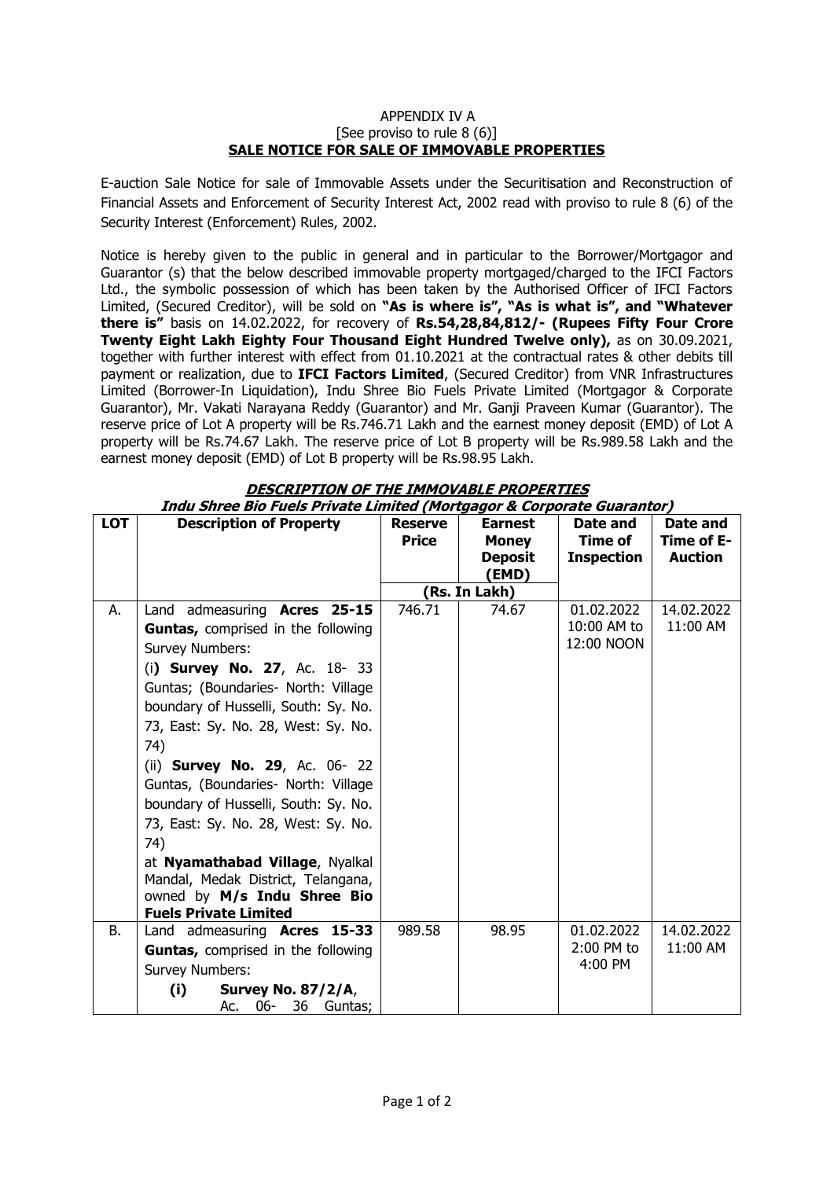APPENDIX IV A
[See proviso to rule 8 (6)]

**SALE NOTICE FOR SALE OF IMMOVABLE PROPERTIES**

E-auction Sale Notice for sale of Immovable Assets under the Securitisation and Reconstruction of Financial Assets and Enforcement of Security Interest Act, 2002 read with proviso to rule 8 (6) of the Security Interest (Enforcement) Rules, 2002.

Notice is hereby given to the public in general and in particular to the Borrower/Mortgagor and Guarantor (s) that the below described immovable property mortgaged/charged to the IFCI Factors Ltd., the symbolic possession of which has been taken by the Authorised Officer of IFCI Factors Limited, (Secured Creditor), will be sold on **"As is where is", "As is what is", and "Whatever there is"** basis on 14.02.2022, for recovery of **Rs.54,28,84,812/- (Rupees Fifty Four Crore Twenty Eight Lakh Eighty Four Thousand Eight Hundred Twelve only),** as on 30.09.2021, together with further interest with effect from 01.10.2021 at the contractual rates & other debits till payment or realization, due to **IFCI Factors Limited**, (Secured Creditor) from VNR Infrastructures Limited (Borrower-In Liquidation), Indu Shree Bio Fuels Private Limited (Mortgagor & Corporate Guarantor), Mr. Vakati Narayana Reddy (Guarantor) and Mr. Ganji Praveen Kumar (Guarantor). The reserve price of Lot A property will be Rs.746.71 Lakh and the earnest money deposit (EMD) of Lot A property will be Rs.74.67 Lakh. The reserve price of Lot B property will be Rs.989.58 Lakh and the earnest money deposit (EMD) of Lot B property will be Rs.98.95 Lakh.

***DESCRIPTION OF THE IMMOVABLE PROPERTIES***

***Indu Shree Bio Fuels Private Limited (Mortgagor & Corporate Guarantor)***

| LOT | Description of Property | Reserve Price (Rs. In Lakh) | Earnest Money Deposit (EMD) (Rs. In Lakh) | Date and Time of Inspection | Date and Time of E-Auction |
|---|---|---|---|---|---|
| A. | Land admeasuring **Acres 25-15 Guntas,** comprised in the following Survey Numbers: (i**) Survey No. 27**, Ac. 18- 33 Guntas; (Boundaries- North: Village boundary of Husselli, South: Sy. No. 73, East: Sy. No. 28, West: Sy. No. 74) (ii) **Survey No. 29**, Ac. 06- 22 Guntas, (Boundaries- North: Village boundary of Husselli, South: Sy. No. 73, East: Sy. No. 28, West: Sy. No. 74) at **Nyamathabad Village**, Nyalkal Mandal, Medak District, Telangana, owned by **M/s Indu Shree Bio Fuels Private Limited** | 746.71 | 74.67 | 01.02.2022 10:00 AM to 12:00 NOON | 14.02.2022 11:00 AM |
| B. | Land admeasuring **Acres 15-33 Guntas,** comprised in the following Survey Numbers: **(i) Survey No. 87/2/A**, Ac. 06- 36 Guntas; | 989.58 | 98.95 | 01.02.2022 2:00 PM to 4:00 PM | 14.02.2022 11:00 AM |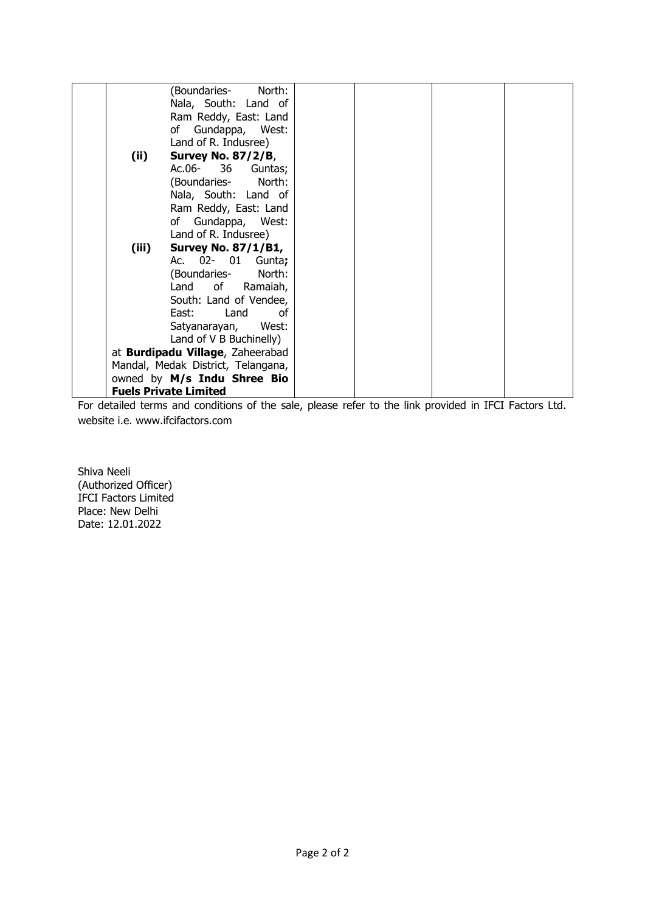| | | | | | |
|---|---|---|---|---|---|
| | (Boundaries- North: Nala, South: Land of Ram Reddy, East: Land of Gundappa, West: Land of R. Indusree)<br>**(ii)** **Survey No. 87/2/B**, Ac.06- 36 Guntas; (Boundaries- North: Nala, South: Land of Ram Reddy, East: Land of Gundappa, West: Land of R. Indusree)<br>**(iii)** **Survey No. 87/1/B1,** Ac. 02- 01 Gunta**;** (Boundaries- North: Land of Ramaiah, South: Land of Vendee, East: Land of Satyanarayan, West: Land of V B Buchinelly)<br>at **Burdipadu Village**, Zaheerabad Mandal, Medak District, Telangana, owned by **M/s Indu Shree Bio Fuels Private Limited** | | | | |

For detailed terms and conditions of the sale, please refer to the link provided in IFCI Factors Ltd. website i.e. www.ifcifactors.com

Shiva Neeli
(Authorized Officer)
IFCI Factors Limited
Place: New Delhi
Date: 12.01.2022